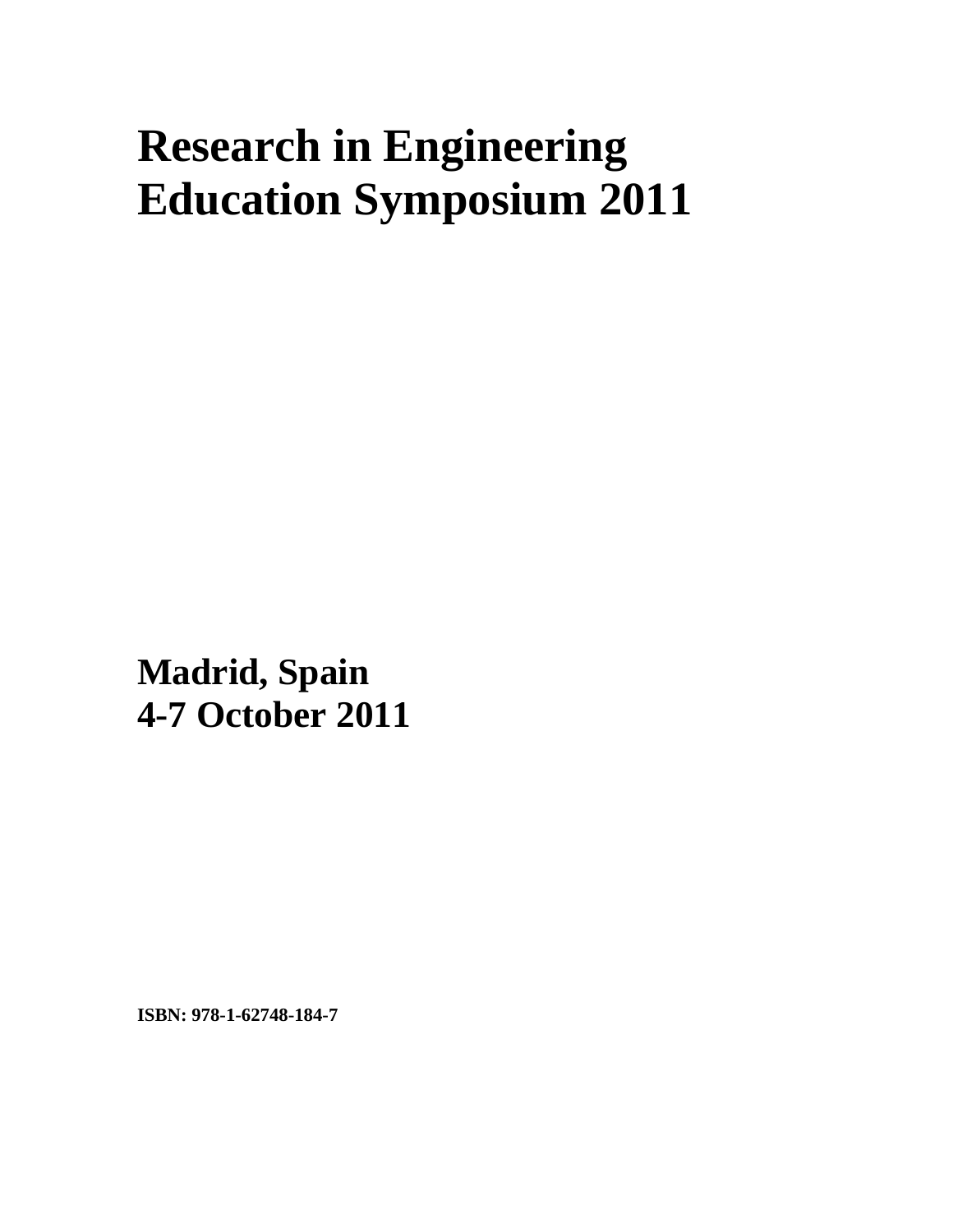# Research in Engineering Education Symposium 2011

**Madrid, Spain**
**4-7 October 2011**

**ISBN: 978-1-62748-184-7**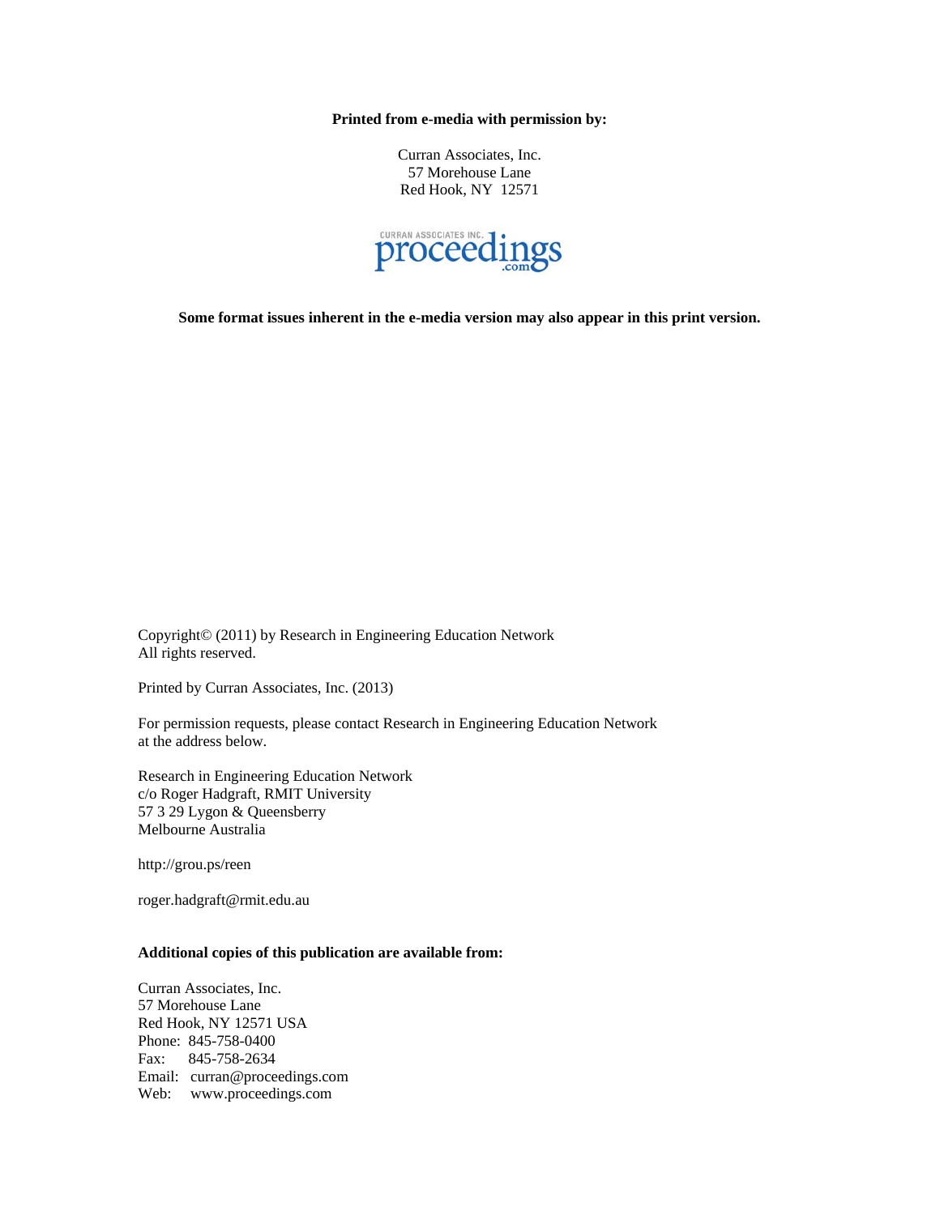**Printed from e-media with permission by:**

Curran Associates, Inc.
57 Morehouse Lane
Red Hook, NY 12571

**Some format issues inherent in the e-media version may also appear in this print version.**

Copyright© (2011) by Research in Engineering Education Network
All rights reserved.

Printed by Curran Associates, Inc. (2013)

For permission requests, please contact Research in Engineering Education Network
at the address below.

Research in Engineering Education Network
c/o Roger Hadgraft, RMIT University
57 3 29 Lygon & Queensberry
Melbourne Australia

http://grou.ps/reen

roger.hadgraft@rmit.edu.au

**Additional copies of this publication are available from:**

Curran Associates, Inc.
57 Morehouse Lane
Red Hook, NY 12571 USA
Phone: 845-758-0400
Fax: 845-758-2634
Email: curran@proceedings.com
Web: www.proceedings.com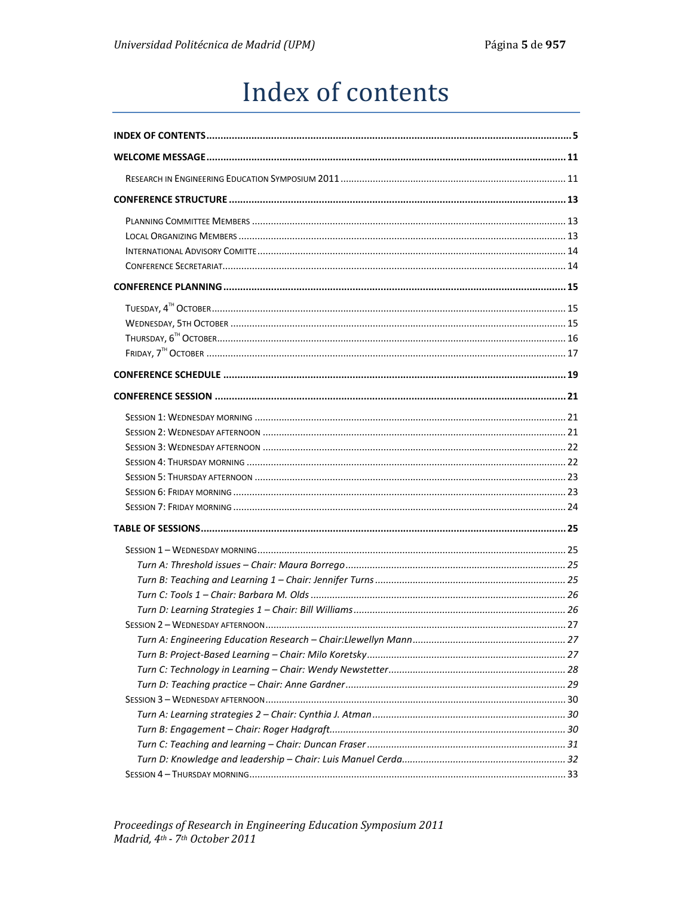# Index of contents

**INDEX OF CONTENTS** ..... **5**

**WELCOME MESSAGE** ..... **11**

- RESEARCH IN ENGINEERING EDUCATION SYMPOSIUM 2011 ..... 11

**CONFERENCE STRUCTURE** ..... **13**

- PLANNING COMMITTEE MEMBERS ..... 13
- LOCAL ORGANIZING MEMBERS ..... 13
- INTERNATIONAL ADVISORY COMITTE ..... 14
- CONFERENCE SECRETARIAT ..... 14

**CONFERENCE PLANNING** ..... **15**

- TUESDAY, 4TH OCTOBER ..... 15
- WEDNESDAY, 5TH OCTOBER ..... 15
- THURSDAY, 6TH OCTOBER ..... 16
- FRIDAY, 7TH OCTOBER ..... 17

**CONFERENCE SCHEDULE** ..... **19**

**CONFERENCE SESSION** ..... **21**

- SESSION 1: WEDNESDAY MORNING ..... 21
- SESSION 2: WEDNESDAY AFTERNOON ..... 21
- SESSION 3: WEDNESDAY AFTERNOON ..... 22
- SESSION 4: THURSDAY MORNING ..... 22
- SESSION 5: THURSDAY AFTERNOON ..... 23
- SESSION 6: FRIDAY MORNING ..... 23
- SESSION 7: FRIDAY MORNING ..... 24

**TABLE OF SESSIONS** ..... **25**

- SESSION 1 – WEDNESDAY MORNING ..... 25
  - *Turn A: Threshold issues – Chair: Maura Borrego ..... 25*
  - *Turn B: Teaching and Learning 1 – Chair: Jennifer Turns ..... 25*
  - *Turn C: Tools 1 – Chair: Barbara M. Olds ..... 26*
  - *Turn D: Learning Strategies 1 – Chair: Bill Williams ..... 26*
- SESSION 2 – WEDNESDAY AFTERNOON ..... 27
  - *Turn A: Engineering Education Research – Chair:Llewellyn Mann ..... 27*
  - *Turn B: Project-Based Learning – Chair: Milo Koretsky ..... 27*
  - *Turn C: Technology in Learning – Chair: Wendy Newstetter ..... 28*
  - *Turn D: Teaching practice – Chair: Anne Gardner ..... 29*
- SESSION 3 – WEDNESDAY AFTERNOON ..... 30
  - *Turn A: Learning strategies 2 – Chair: Cynthia J. Atman ..... 30*
  - *Turn B: Engagement – Chair: Roger Hadgraft ..... 30*
  - *Turn C: Teaching and learning – Chair: Duncan Fraser ..... 31*
  - *Turn D: Knowledge and leadership – Chair: Luis Manuel Cerda ..... 32*
- SESSION 4 – THURSDAY MORNING ..... 33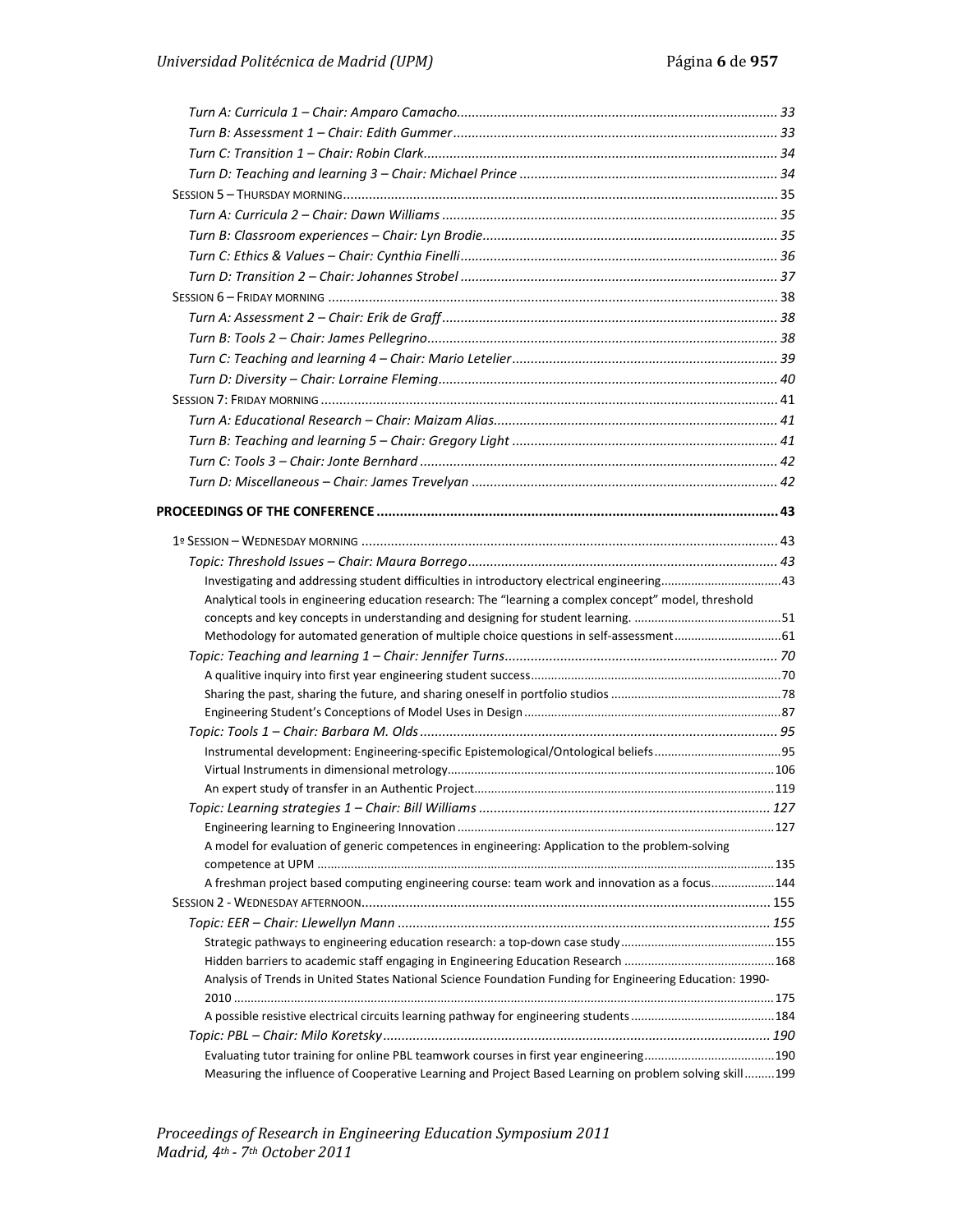*Turn A: Curricula 1 – Chair: Amparo Camacho* ........ 33
*Turn B: Assessment 1 – Chair: Edith Gummer* ........ 33
*Turn C: Transition 1 – Chair: Robin Clark* ........ 34
*Turn D: Teaching and learning 3 – Chair: Michael Prince* ........ 34

SESSION 5 – THURSDAY MORNING ........ 35

*Turn A: Curricula 2 – Chair: Dawn Williams* ........ 35
*Turn B: Classroom experiences – Chair: Lyn Brodie* ........ 35
*Turn C: Ethics & Values – Chair: Cynthia Finelli* ........ 36
*Turn D: Transition 2 – Chair: Johannes Strobel* ........ 37

SESSION 6 – FRIDAY MORNING ........ 38

*Turn A: Assessment 2 – Chair: Erik de Graff* ........ 38
*Turn B: Tools 2 – Chair: James Pellegrino* ........ 38
*Turn C: Teaching and learning 4 – Chair: Mario Letelier* ........ 39
*Turn D: Diversity – Chair: Lorraine Fleming* ........ 40

SESSION 7: FRIDAY MORNING ........ 41

*Turn A: Educational Research – Chair: Maizam Alias* ........ 41
*Turn B: Teaching and learning 5 – Chair: Gregory Light* ........ 41
*Turn C: Tools 3 – Chair: Jonte Bernhard* ........ 42
*Turn D: Miscellaneous – Chair: James Trevelyan* ........ 42

**PROCEEDINGS OF THE CONFERENCE** ........ 43

1º SESSION – WEDNESDAY MORNING ........ 43

*Topic: Threshold Issues – Chair: Maura Borrego* ........ 43

Investigating and addressing student difficulties in introductory electrical engineering ........ 43
Analytical tools in engineering education research: The "learning a complex concept" model, threshold concepts and key concepts in understanding and designing for student learning. ........ 51
Methodology for automated generation of multiple choice questions in self-assessment ........ 61

*Topic: Teaching and learning 1 – Chair: Jennifer Turns* ........ 70

A qualitive inquiry into first year engineering student success ........ 70
Sharing the past, sharing the future, and sharing oneself in portfolio studios ........ 78
Engineering Student's Conceptions of Model Uses in Design ........ 87

*Topic: Tools 1 – Chair: Barbara M. Olds* ........ 95

Instrumental development: Engineering-specific Epistemological/Ontological beliefs ........ 95
Virtual Instruments in dimensional metrology ........ 106
An expert study of transfer in an Authentic Project ........ 119

*Topic: Learning strategies 1 – Chair: Bill Williams* ........ 127

Engineering learning to Engineering Innovation ........ 127
A model for evaluation of generic competences in engineering: Application to the problem-solving competence at UPM ........ 135
A freshman project based computing engineering course: team work and innovation as a focus ........ 144

SESSION 2 - WEDNESDAY AFTERNOON ........ 155

*Topic: EER – Chair: Llewellyn Mann* ........ 155

Strategic pathways to engineering education research: a top-down case study ........ 155
Hidden barriers to academic staff engaging in Engineering Education Research ........ 168
Analysis of Trends in United States National Science Foundation Funding for Engineering Education: 1990-2010 ........ 175
A possible resistive electrical circuits learning pathway for engineering students ........ 184

*Topic: PBL – Chair: Milo Koretsky* ........ 190

Evaluating tutor training for online PBL teamwork courses in first year engineering ........ 190
Measuring the influence of Cooperative Learning and Project Based Learning on problem solving skill ........ 199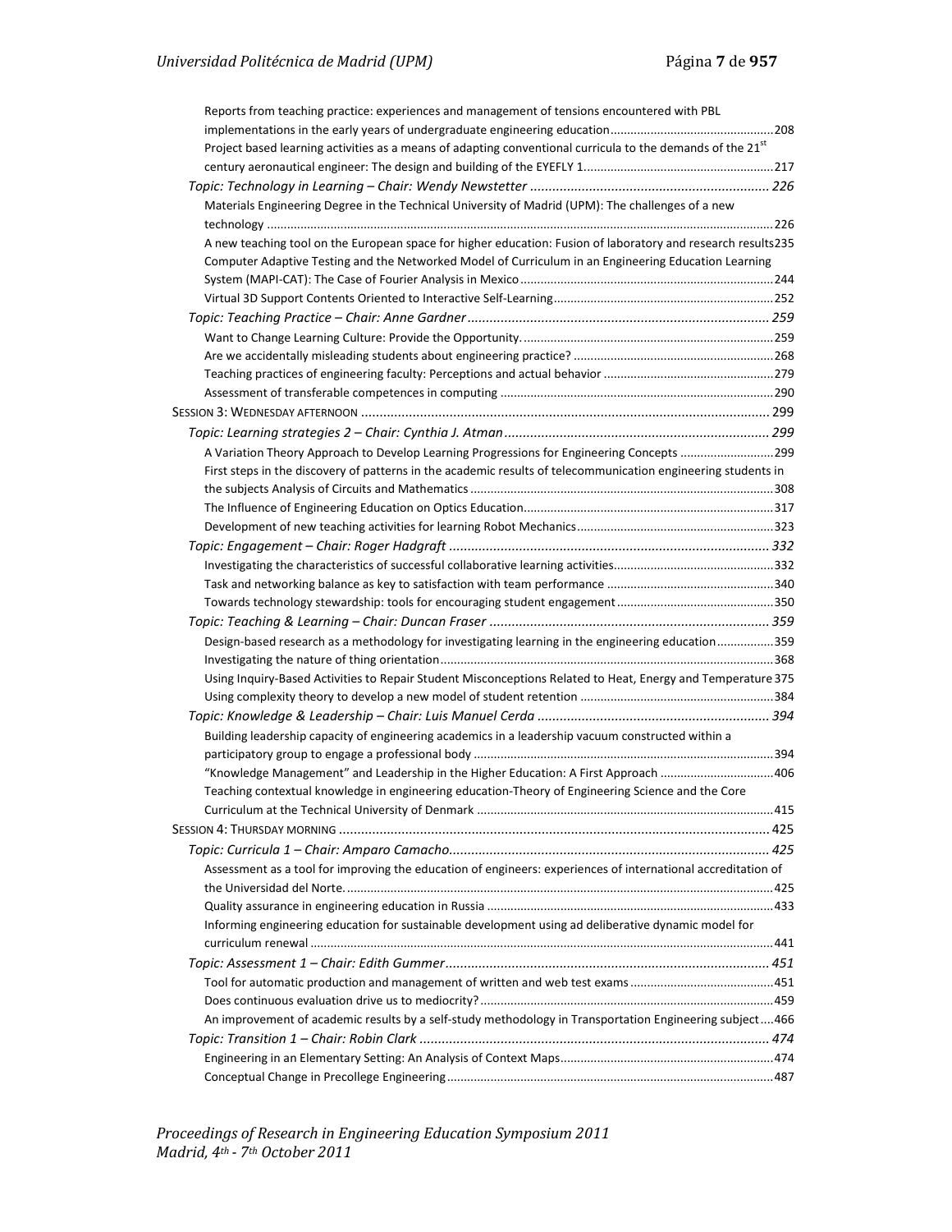Reports from teaching practice: experiences and management of tensions encountered with PBL implementations in the early years of undergraduate engineering education ........ 208

Project based learning activities as a means of adapting conventional curricula to the demands of the 21st century aeronautical engineer: The design and building of the EYEFLY 1 ........ 217

*Topic: Technology in Learning – Chair: Wendy Newstetter* ........ 226

Materials Engineering Degree in the Technical University of Madrid (UPM): The challenges of a new technology ........ 226

A new teaching tool on the European space for higher education: Fusion of laboratory and research results ........ 235

Computer Adaptive Testing and the Networked Model of Curriculum in an Engineering Education Learning System (MAPI-CAT): The Case of Fourier Analysis in Mexico ........ 244

Virtual 3D Support Contents Oriented to Interactive Self-Learning ........ 252

*Topic: Teaching Practice – Chair: Anne Gardner* ........ 259

Want to Change Learning Culture: Provide the Opportunity. ........ 259

Are we accidentally misleading students about engineering practice? ........ 268

Teaching practices of engineering faculty: Perceptions and actual behavior ........ 279

Assessment of transferable competences in computing ........ 290

SESSION 3: WEDNESDAY AFTERNOON ........ 299

*Topic: Learning strategies 2 – Chair: Cynthia J. Atman* ........ 299

A Variation Theory Approach to Develop Learning Progressions for Engineering Concepts ........ 299

First steps in the discovery of patterns in the academic results of telecommunication engineering students in the subjects Analysis of Circuits and Mathematics ........ 308

The Influence of Engineering Education on Optics Education ........ 317

Development of new teaching activities for learning Robot Mechanics ........ 323

*Topic: Engagement – Chair: Roger Hadgraft* ........ 332

Investigating the characteristics of successful collaborative learning activities ........ 332

Task and networking balance as key to satisfaction with team performance ........ 340

Towards technology stewardship: tools for encouraging student engagement ........ 350

*Topic: Teaching & Learning – Chair: Duncan Fraser* ........ 359

Design-based research as a methodology for investigating learning in the engineering education ........ 359

Investigating the nature of thing orientation ........ 368

Using Inquiry-Based Activities to Repair Student Misconceptions Related to Heat, Energy and Temperature ........ 375

Using complexity theory to develop a new model of student retention ........ 384

*Topic: Knowledge & Leadership – Chair: Luis Manuel Cerda* ........ 394

Building leadership capacity of engineering academics in a leadership vacuum constructed within a participatory group to engage a professional body ........ 394

"Knowledge Management" and Leadership in the Higher Education: A First Approach ........ 406

Teaching contextual knowledge in engineering education-Theory of Engineering Science and the Core Curriculum at the Technical University of Denmark ........ 415

SESSION 4: THURSDAY MORNING ........ 425

*Topic: Curricula 1 – Chair: Amparo Camacho* ........ 425

Assessment as a tool for improving the education of engineers: experiences of international accreditation of the Universidad del Norte. ........ 425

Quality assurance in engineering education in Russia ........ 433

Informing engineering education for sustainable development using ad deliberative dynamic model for curriculum renewal ........ 441

*Topic: Assessment 1 – Chair: Edith Gummer* ........ 451

Tool for automatic production and management of written and web test exams ........ 451

Does continuous evaluation drive us to mediocrity? ........ 459

An improvement of academic results by a self-study methodology in Transportation Engineering subject ........ 466

*Topic: Transition 1 – Chair: Robin Clark* ........ 474

Engineering in an Elementary Setting: An Analysis of Context Maps ........ 474

Conceptual Change in Precollege Engineering ........ 487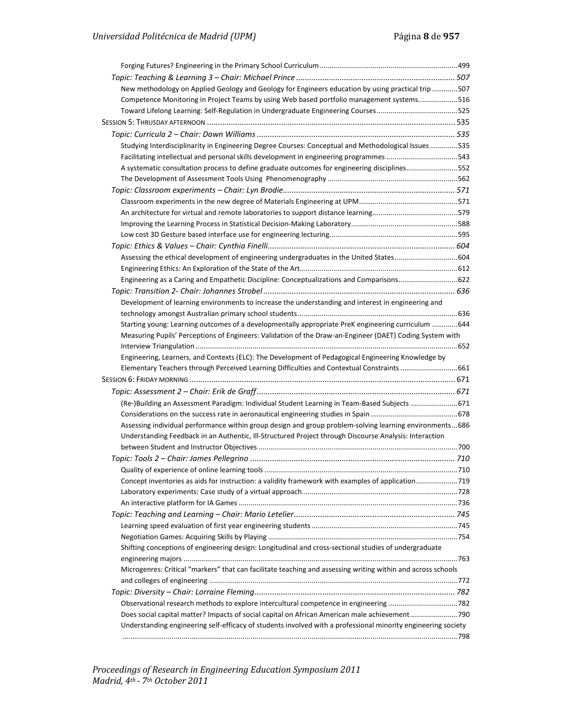Forging Futures? Engineering in the Primary School Curriculum ..... 499

*Topic: Teaching & Learning 3 – Chair: Michael Prince* ..... 507

New methodology on Applied Geology and Geology for Engineers education by using practical trip ..... 507

Competence Monitoring in Project Teams by using Web based portfolio management systems. ..... 516

Toward Lifelong Learning: Self-Regulation in Undergraduate Engineering Courses ..... 525

SESSION 5: THRUSDAY AFTERNOON ..... 535

*Topic: Curricula 2 – Chair: Dawn Williams* ..... 535

Studying Interdisciplinarity in Engineering Degree Courses: Conceptual and Methodological Issues ..... 535

Facilitating intellectual and personal skills development in engineering programmes ..... 543

A systematic consultation process to define graduate outcomes for engineering disciplines ..... 552

The Development of Assessment Tools Using Phenomenography ..... 562

*Topic: Classroom experiments – Chair: Lyn Brodie* ..... 571

Classroom experiments in the new degree of Materials Engineering at UPM ..... 571

An architecture for virtual and remote laboratories to support distance learning ..... 579

Improving the Learning Process in Statistical Decision-Making Laboratory ..... 588

Low cost 3D Gesture based interface use for engineering lecturing ..... 595

*Topic: Ethics & Values – Chair: Cynthia Finelli* ..... 604

Assessing the ethical development of engineering undergraduates in the United States ..... 604

Engineering Ethics: An Exploration of the State of the Art ..... 612

Engineering as a Caring and Empathetic Discipline: Conceptualizations and Comparisons ..... 622

*Topic: Transition 2- Chair: Johannes Strobel* ..... 636

Development of learning environments to increase the understanding and interest in engineering and technology amongst Australian primary school students ..... 636

Starting young: Learning outcomes of a developmentally appropriate PreK engineering curriculum ..... 644

Measuring Pupils' Perceptions of Engineers: Validation of the Draw-an-Engineer (DAET) Coding System with Interview Triangulation ..... 652

Engineering, Learners, and Contexts (ELC): The Development of Pedagogical Engineering Knowledge by Elementary Teachers through Perceived Learning Difficulties and Contextual Constraints ..... 661

SESSION 6: FRIDAY MORNING ..... 671

*Topic: Assessment 2 – Chair: Erik de Graff* ..... 671

(Re-)Building an Assessment Paradigm: Individual Student Learning in Team-Based Subjects ..... 671

Considerations on the success rate in aeronautical engineering studies in Spain ..... 678

Assessing individual performance within group design and group problem-solving learning environments ..... 686

Understanding Feedback in an Authentic, Ill-Structured Project through Discourse Analysis: Interaction between Student and Instructor Objectives ..... 700

*Topic: Tools 2 – Chair: James Pellegrino* ..... 710

Quality of experience of online learning tools ..... 710

Concept inventories as aids for instruction: a validity framework with examples of application ..... 719

Laboratory experiments: Case study of a virtual approach ..... 728

An interactive platform for IA Games ..... 736

*Topic: Teaching and Learning – Chair: Mario Letelier* ..... 745

Learning speed evaluation of first year engineering students ..... 745

Negotiation Games: Acquiring Skills by Playing ..... 754

Shifting conceptions of engineering design: Longitudinal and cross-sectional studies of undergraduate engineering majors ..... 763

Microgenres: Critical "markers" that can facilitate teaching and assessing writing within and across schools and colleges of engineering ..... 772

*Topic: Diversity – Chair: Lorraine Fleming* ..... 782

Observational research methods to explore intercultural competence in engineering ..... 782

Does social capital matter? Impacts of social capital on African American male achievement ..... 790

Understanding engineering self-efficacy of students involved with a professional minority engineering society ..... 798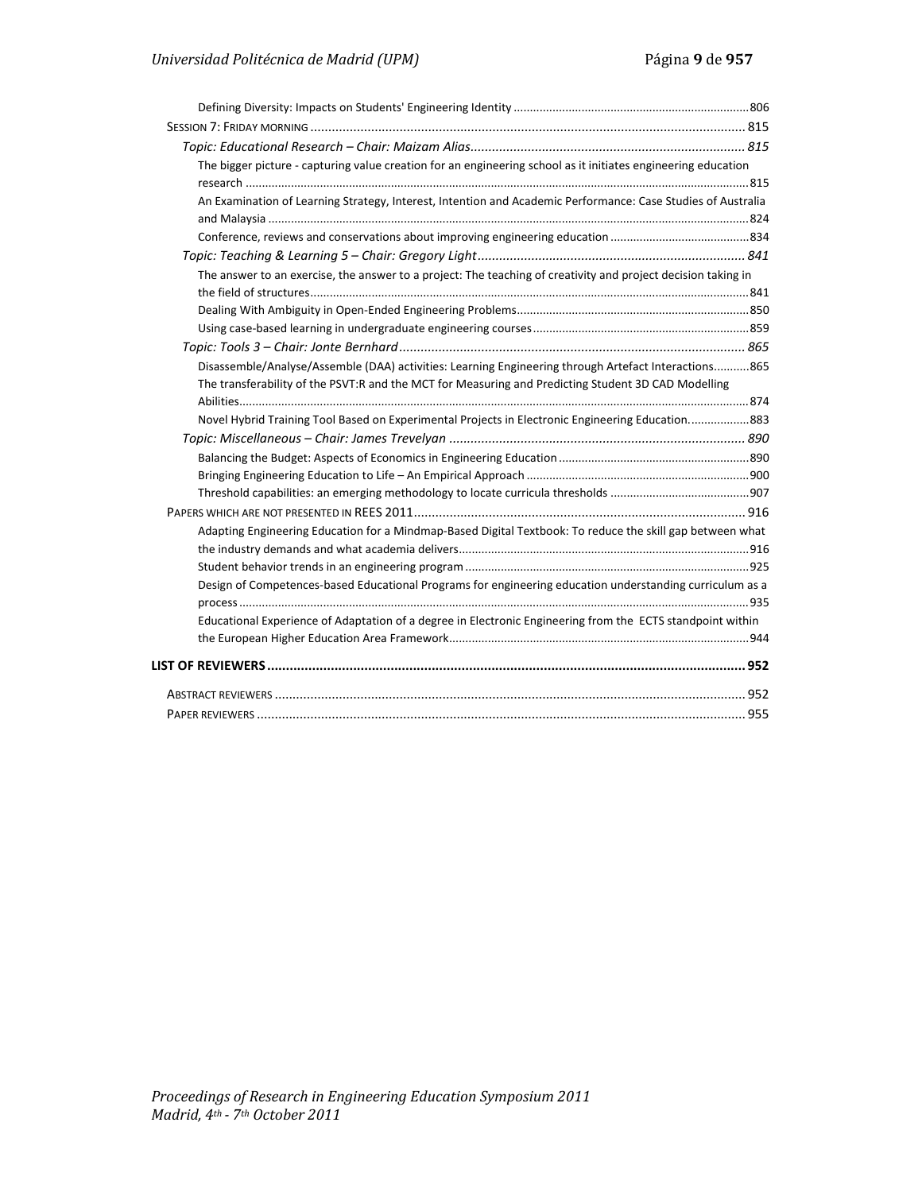Defining Diversity: Impacts on Students' Engineering Identity ........................................................................806

SESSION 7: FRIDAY MORNING ........................................................................................................................ 815

*Topic: Educational Research – Chair: Maizam Alias............................................................................ 815*

The bigger picture - capturing value creation for an engineering school as it initiates engineering education research ..........................................................................................................................................815

An Examination of Learning Strategy, Interest, Intention and Academic Performance: Case Studies of Australia and Malaysia ..................................................................................................................................824

Conference, reviews and conservations about improving engineering education ...........................................834

*Topic: Teaching & Learning 5 – Chair: Gregory Light.......................................................................... 841*

The answer to an exercise, the answer to a project: The teaching of creativity and project decision taking in the field of structures.......................................................................................................................841

Dealing With Ambiguity in Open-Ended Engineering Problems........................................................................850

Using case-based learning in undergraduate engineering courses...................................................................859

*Topic: Tools 3 – Chair: Jonte Bernhard................................................................................................ 865*

Disassemble/Analyse/Assemble (DAA) activities: Learning Engineering through Artefact Interactions...........865

The transferability of the PSVT:R and the MCT for Measuring and Predicting Student 3D CAD Modelling Abilities.........................................................................................................................................874

Novel Hybrid Training Tool Based on Experimental Projects in Electronic Engineering Education..................883

*Topic: Miscellaneous – Chair: James Trevelyan .................................................................................. 890*

Balancing the Budget: Aspects of Economics in Engineering Education ...........................................................890

Bringing Engineering Education to Life – An Empirical Approach .....................................................................900

Threshold capabilities: an emerging methodology to locate curricula thresholds ...........................................907

PAPERS WHICH ARE NOT PRESENTED IN REES 2011............................................................................................ 916

Adapting Engineering Education for a Mindmap-Based Digital Textbook: To reduce the skill gap between what the industry demands and what academia delivers...........................................................................916

Student behavior trends in an engineering program ........................................................................................925

Design of Competences-based Educational Programs for engineering education understanding curriculum as a process ...........................................................................................................................................935

Educational Experience of Adaptation of a degree in Electronic Engineering from the ECTS standpoint within the European Higher Education Area Framework.............................................................................944

**LIST OF REVIEWERS............................................................................................................................... 952**

ABSTRACT REVIEWERS ................................................................................................................................. 952

PAPER REVIEWERS ...................................................................................................................................... 955